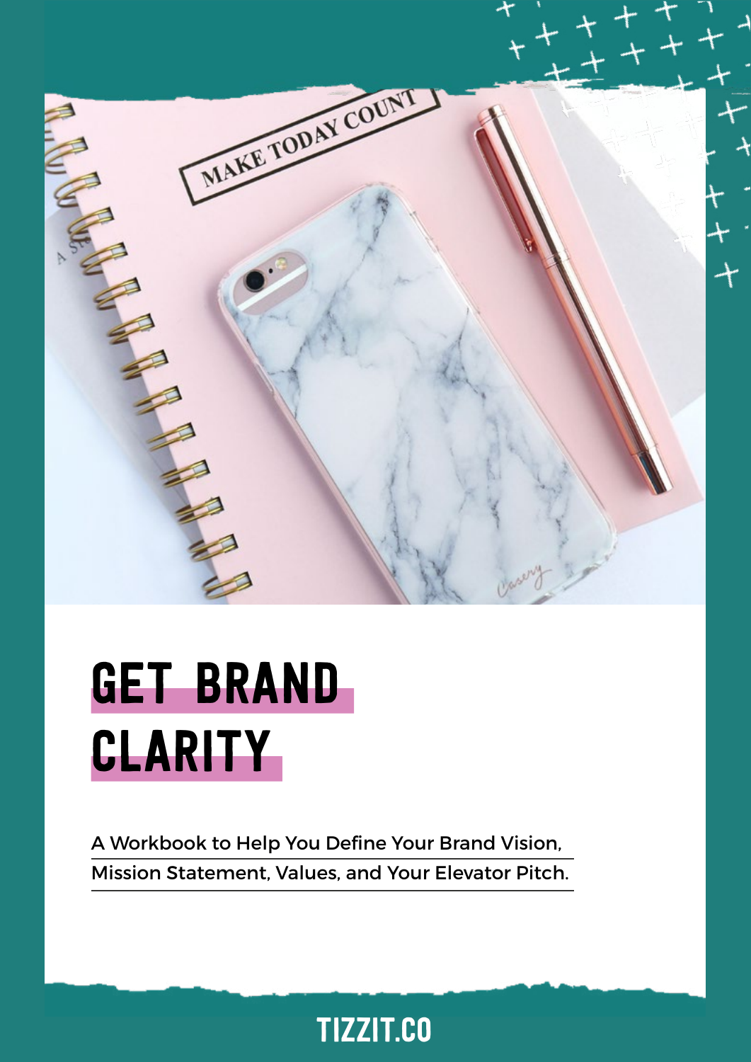# GET BRAND CLARITY

A Workbook to Help You Define Your Brand Vision, Mission Statement, Values, and Your Elevator Pitch.

TIZZIT.CO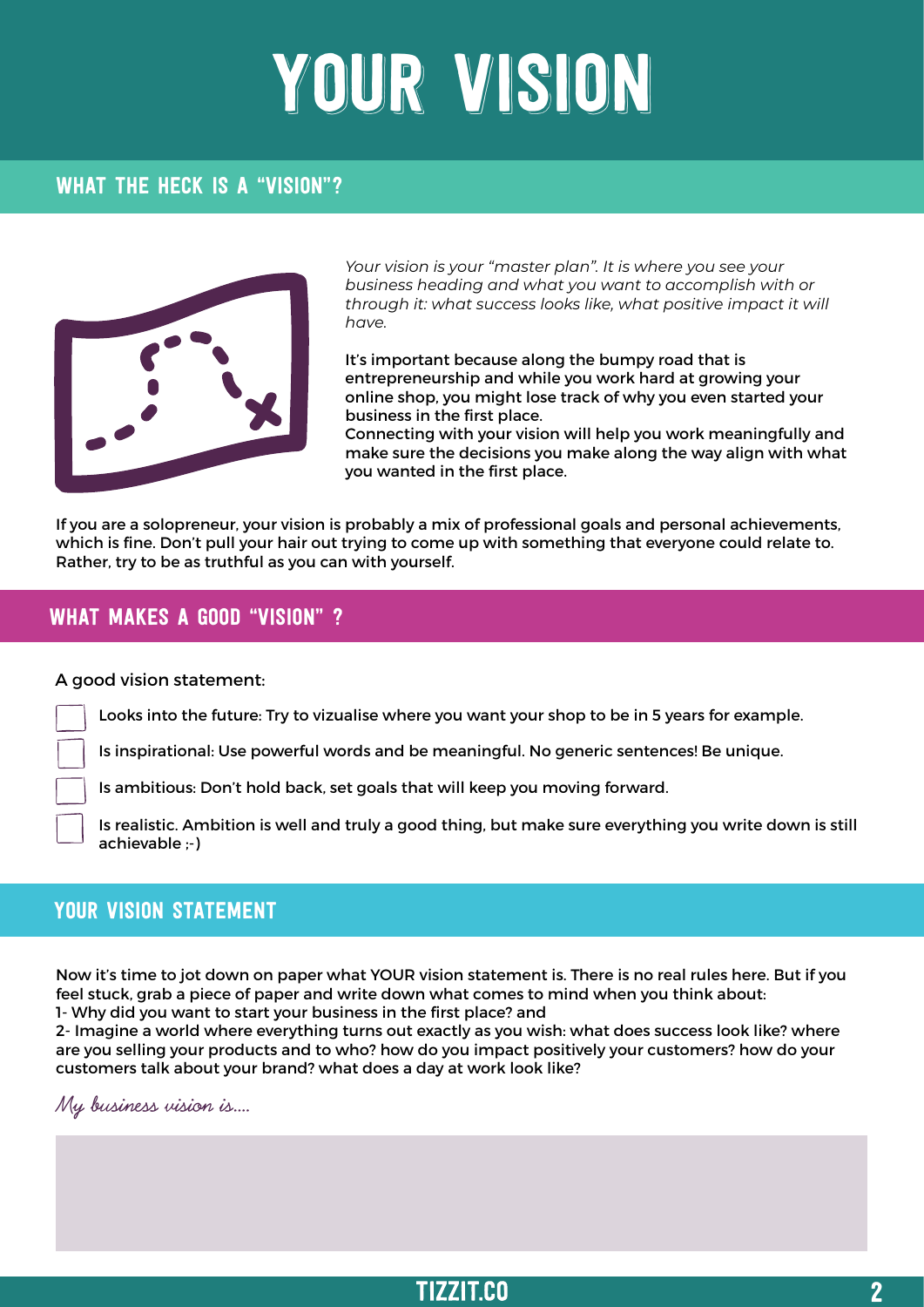# YOUR VISION

## WHAT THE HECK IS A "VISION"?

*Your vision is your "master plan". It is where you see your business heading and what you want to accomplish with or through it: what success looks like, what positive impact it will have.*

It's important because along the bumpy road that is entrepreneurship and while you work hard at growing your online shop, you might lose track of why you even started your business in the first place.
Connecting with your vision will help you work meaningfully and make sure the decisions you make along the way align with what you wanted in the first place.

If you are a solopreneur, your vision is probably a mix of professional goals and personal achievements, which is fine. Don't pull your hair out trying to come up with something that everyone could relate to. Rather, try to be as truthful as you can with yourself.

## WHAT MAKES A GOOD "VISION" ?

A good vision statement:

- [ ] Looks into the future: Try to vizualise where you want your shop to be in 5 years for example.
- [ ] Is inspirational: Use powerful words and be meaningful. No generic sentences! Be unique.
- [ ] Is ambitious: Don't hold back, set goals that will keep you moving forward.
- [ ] Is realistic. Ambition is well and truly a good thing, but make sure everything you write down is still achievable ;-)

## YOUR VISION STATEMENT

Now it's time to jot down on paper what YOUR vision statement is. There is no real rules here. But if you feel stuck, grab a piece of paper and write down what comes to mind when you think about:
1- Why did you want to start your business in the first place? and
2- Imagine a world where everything turns out exactly as you wish: what does success look like? where are you selling your products and to who? how do you impact positively your customers? how do your customers talk about your brand? what does a day at work look like?

*My business vision is....*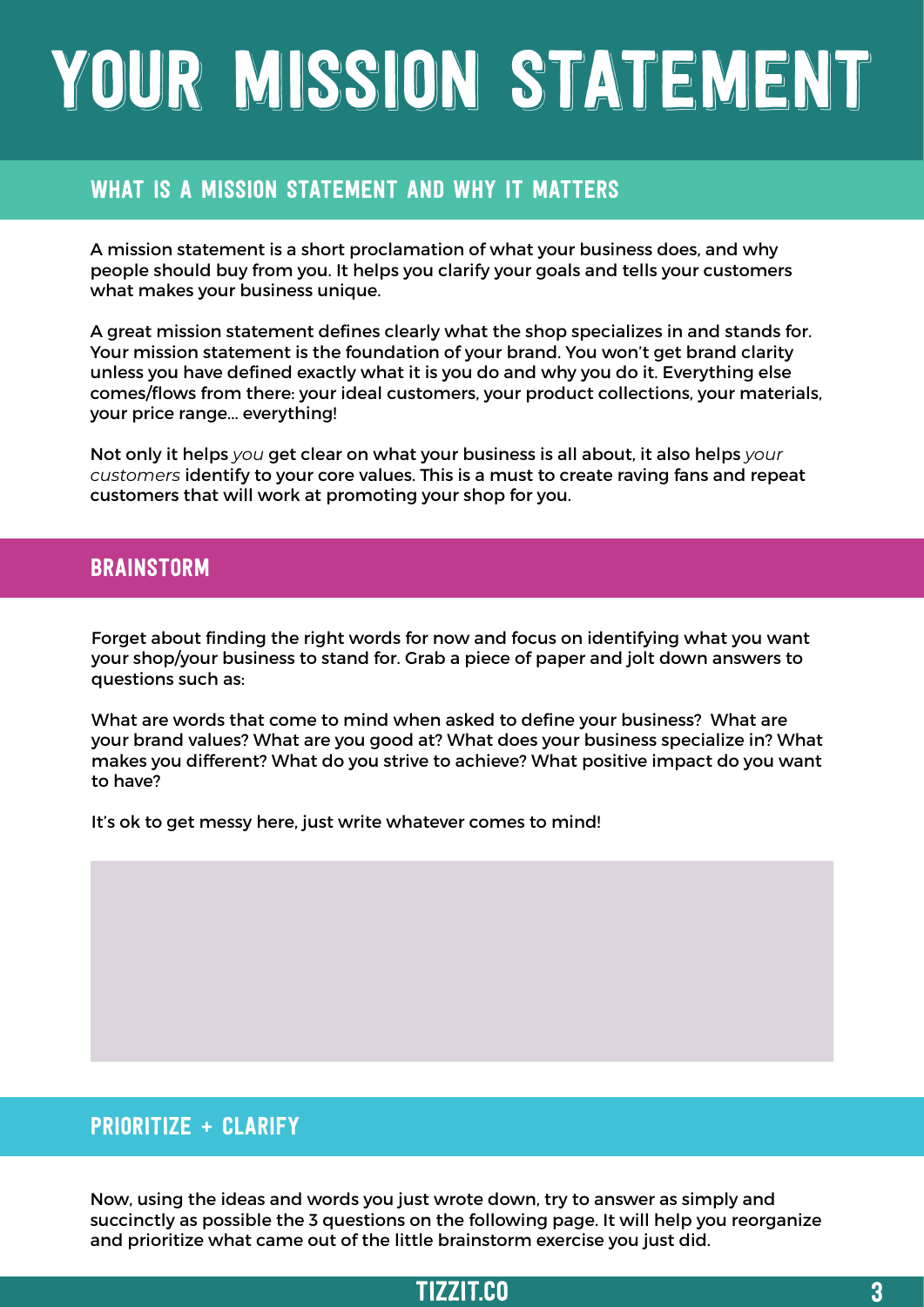# YOUR MISSION STATEMENT

## WHAT IS A MISSION STATEMENT AND WHY IT MATTERS

A mission statement is a short proclamation of what your business does, and why people should buy from you. It helps you clarify your goals and tells your customers what makes your business unique.

A great mission statement defines clearly what the shop specializes in and stands for. Your mission statement is the foundation of your brand. You won't get brand clarity unless you have defined exactly what it is you do and why you do it. Everything else comes/flows from there: your ideal customers, your product collections, your materials, your price range... everything!

Not only it helps *you* get clear on what your business is all about, it also helps *your customers* identify to your core values. This is a must to create raving fans and repeat customers that will work at promoting your shop for you.

## BRAINSTORM

Forget about finding the right words for now and focus on identifying what you want your shop/your business to stand for. Grab a piece of paper and jolt down answers to questions such as:

What are words that come to mind when asked to define your business? What are your brand values? What are you good at? What does your business specialize in? What makes you different? What do you strive to achieve? What positive impact do you want to have?

It's ok to get messy here, just write whatever comes to mind!

## PRIORITIZE + CLARIFY

Now, using the ideas and words you just wrote down, try to answer as simply and succinctly as possible the 3 questions on the following page. It will help you reorganize and prioritize what came out of the little brainstorm exercise you just did.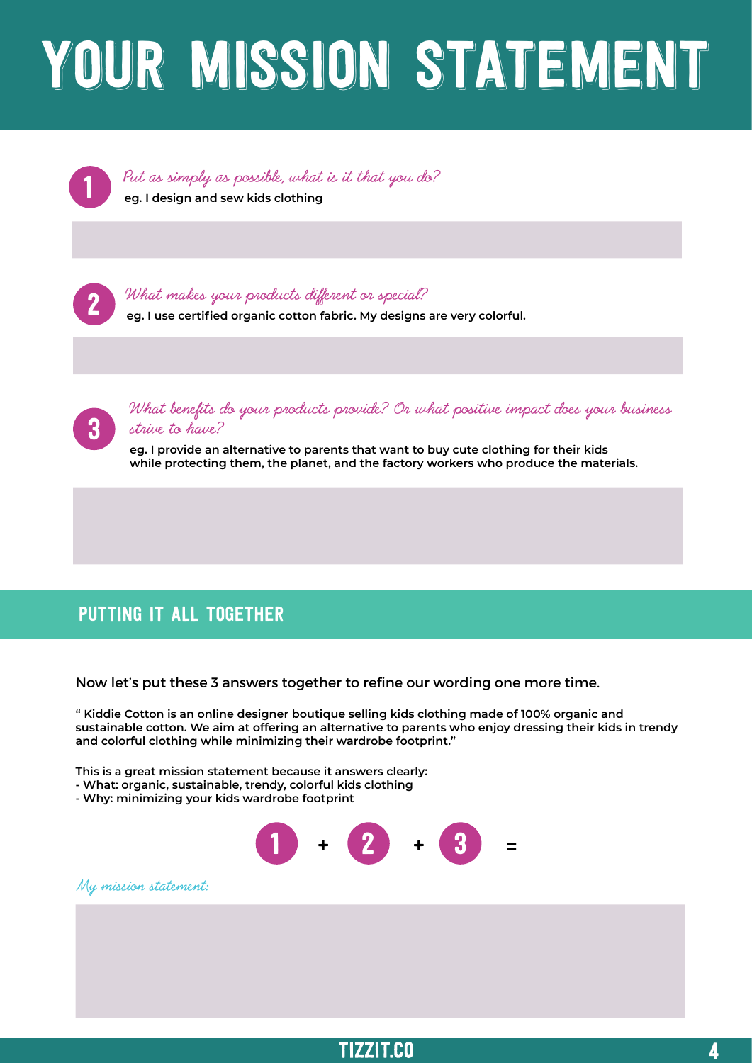# YOUR MISSION STATEMENT

**1** *Put as simply as possible, what is it that you do?*

**eg. I design and sew kids clothing**

**2** *What makes your products different or special?*

**eg. I use certified organic cotton fabric. My designs are very colorful.**

**3** *What benefits do your products provide? Or what positive impact does your business strive to have?*

**eg. I provide an alternative to parents that want to buy cute clothing for their kids while protecting them, the planet, and the factory workers who produce the materials.**

## PUTTING IT ALL TOGETHER

Now let's put these 3 answers together to refine our wording one more time.

**" Kiddie Cotton is an online designer boutique selling kids clothing made of 100% organic and sustainable cotton. We aim at offering an alternative to parents who enjoy dressing their kids in trendy and colorful clothing while minimizing their wardrobe footprint."**

**This is a great mission statement because it answers clearly:**
**- What: organic, sustainable, trendy, colorful kids clothing**
**- Why: minimizing your kids wardrobe footprint**

**1 + 2 + 3 =**

*My mission statement:*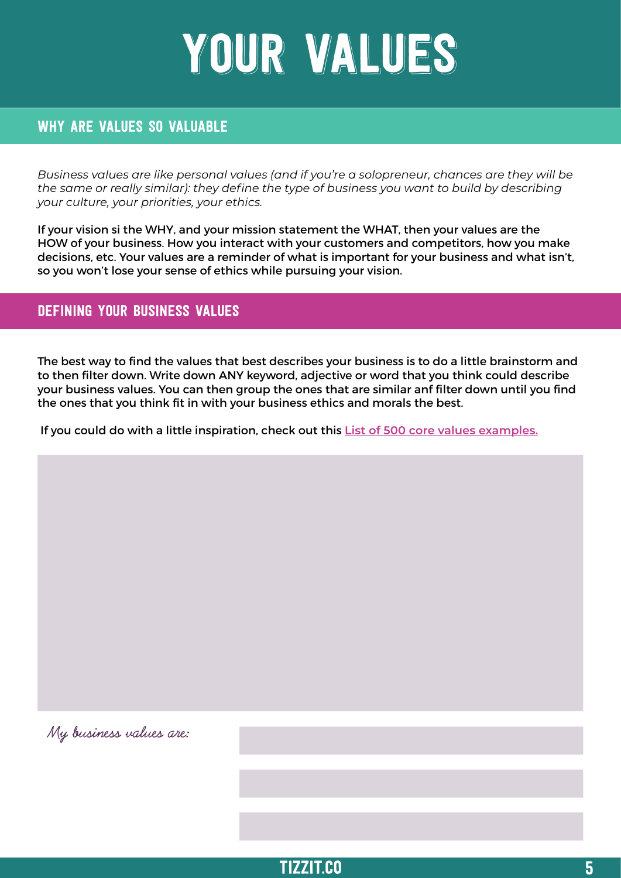# YOUR VALUES

## WHY ARE VALUES SO VALUABLE

*Business values are like personal values (and if you're a solopreneur, chances are they will be the same or really similar): they define the type of business you want to build by describing your culture, your priorities, your ethics.*

If your vision si the WHY, and your mission statement the WHAT, then your values are the HOW of your business. How you interact with your customers and competitors, how you make decisions, etc. Your values are a reminder of what is important for your business and what isn't, so you won't lose your sense of ethics while pursuing your vision.

## DEFINING YOUR BUSINESS VALUES

The best way to find the values that best describes your business is to do a little brainstorm and to then filter down. Write down ANY keyword, adjective or word that you think could describe your business values. You can then group the ones that are similar anf filter down until you find the ones that you think fit in with your business ethics and morals the best.

If you could do with a little inspiration, check out this List of 500 core values examples.

*My business values are:*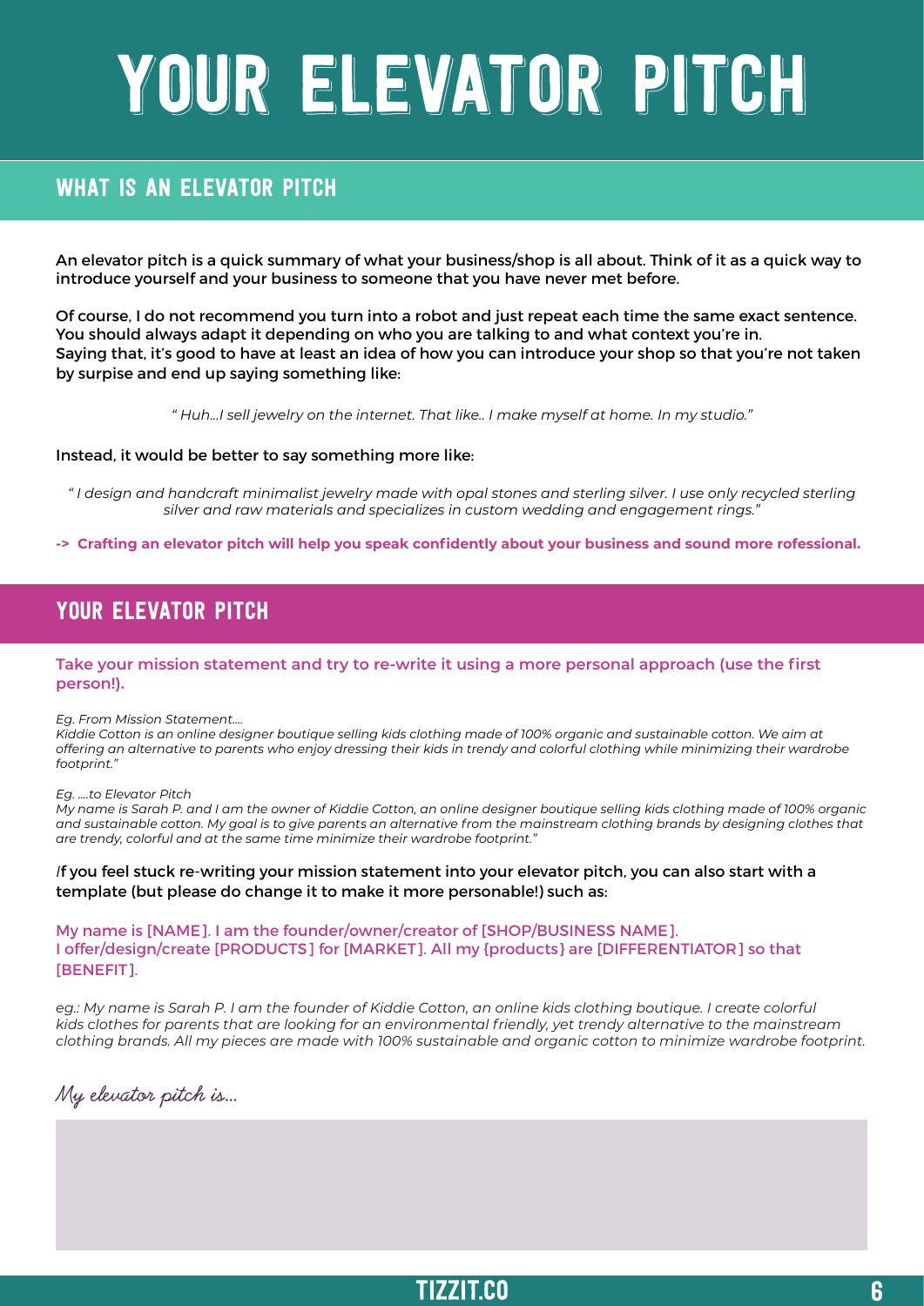# YOUR ELEVATOR PITCH

## WHAT IS AN ELEVATOR PITCH

An elevator pitch is a quick summary of what your business/shop is all about. Think of it as a quick way to introduce yourself and your business to someone that you have never met before.

Of course, I do not recommend you turn into a robot and just repeat each time the same exact sentence. You should always adapt it depending on who you are talking to and what context you're in.
Saying that, it's good to have at least an idea of how you can introduce your shop so that you're not taken by surpise and end up saying something like:

*" Huh...I sell jewelry on the internet. That like.. I make myself at home. In my studio."*

Instead, it would be better to say something more like:

*" I design and handcraft minimalist jewelry made with opal stones and sterling silver. I use only recycled sterling silver and raw materials and specializes in custom wedding and engagement rings."*

**-> Crafting an elevator pitch will help you speak confidently about your business and sound more rofessional.**

## YOUR ELEVATOR PITCH

**Take your mission statement and try to re-write it using a more personal approach (use the first person!).**

*Eg. From Mission Statement....*
*Kiddie Cotton is an online designer boutique selling kids clothing made of 100% organic and sustainable cotton. We aim at offering an alternative to parents who enjoy dressing their kids in trendy and colorful clothing while minimizing their wardrobe footprint."*

*Eg. ....to Elevator Pitch*
*My name is Sarah P. and I am the owner of Kiddie Cotton, an online designer boutique selling kids clothing made of 100% organic and sustainable cotton. My goal is to give parents an alternative from the mainstream clothing brands by designing clothes that are trendy, colorful and at the same time minimize their wardrobe footprint."*

If you feel stuck re-writing your mission statement into your elevator pitch, you can also start with a template (but please do change it to make it more personable!) such as:

My name is [NAME]. I am the founder/owner/creator of [SHOP/BUSINESS NAME].
I offer/design/create [PRODUCTS] for [MARKET]. All my {products} are [DIFFERENTIATOR] so that [BENEFIT].

*eg.: My name is Sarah P. I am the founder of Kiddie Cotton, an online kids clothing boutique. I create colorful kids clothes for parents that are looking for an environmental friendly, yet trendy alternative to the mainstream clothing brands. All my pieces are made with 100% sustainable and organic cotton to minimize wardrobe footprint.*

*My elevator pitch is...*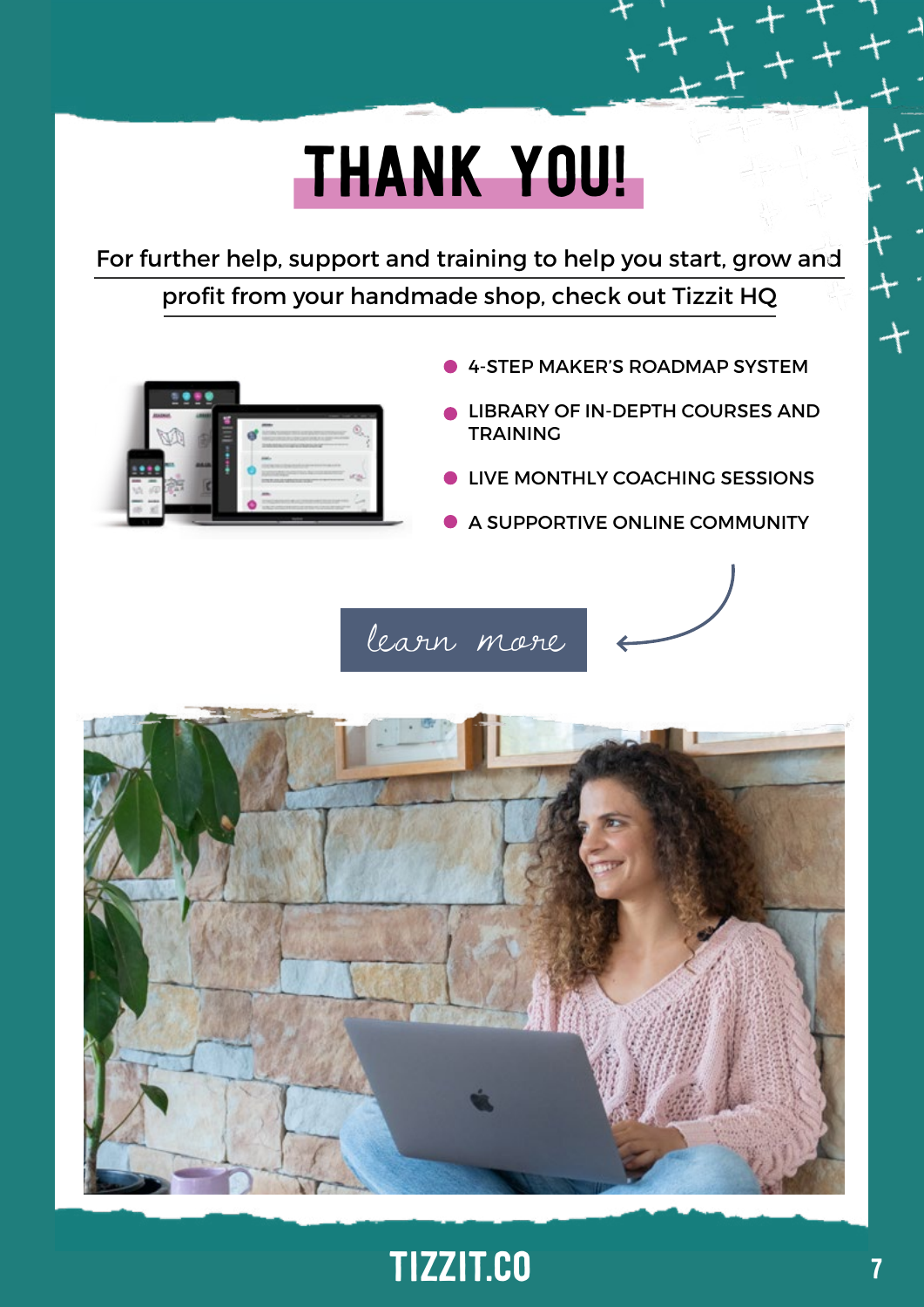# THANK YOU!

For further help, support and training to help you start, grow and profit from your handmade shop, check out Tizzit HQ

- 4-STEP MAKER'S ROADMAP SYSTEM
- LIBRARY OF IN-DEPTH COURSES AND TRAINING
- LIVE MONTHLY COACHING SESSIONS
- A SUPPORTIVE ONLINE COMMUNITY

learn more

TIZZIT.CO